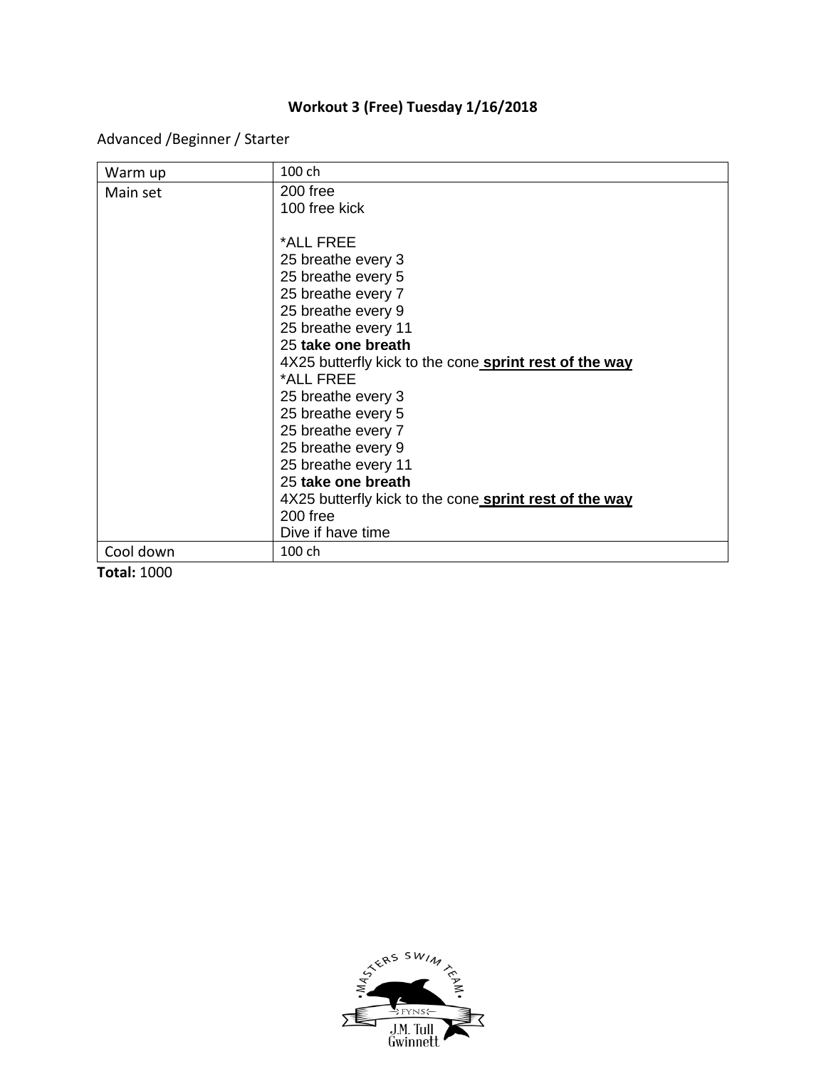**Workout 3 (Free) Tuesday 1/16/2018**

Advanced /Beginner / Starter

| Warm up | 100 ch |
|---|---|
| Main set | 200 free<br>100 free kick<br><br>*ALL FREE<br>25 breathe every 3<br>25 breathe every 5<br>25 breathe every 7<br>25 breathe every 9<br>25 breathe every 11<br>25 **take one breath**<br>4X25 butterfly kick to the cone **<u>sprint rest of the way</u>**<br>*ALL FREE<br>25 breathe every 3<br>25 breathe every 5<br>25 breathe every 7<br>25 breathe every 9<br>25 breathe every 11<br>25 **take one breath**<br>4X25 butterfly kick to the cone **<u>sprint rest of the way</u>**<br>200 free<br>Dive if have time |
| Cool down | 100 ch |

**Total:** 1000

MASTERS SWIM TEAM
FYNS
J.M. Tull Gwinnett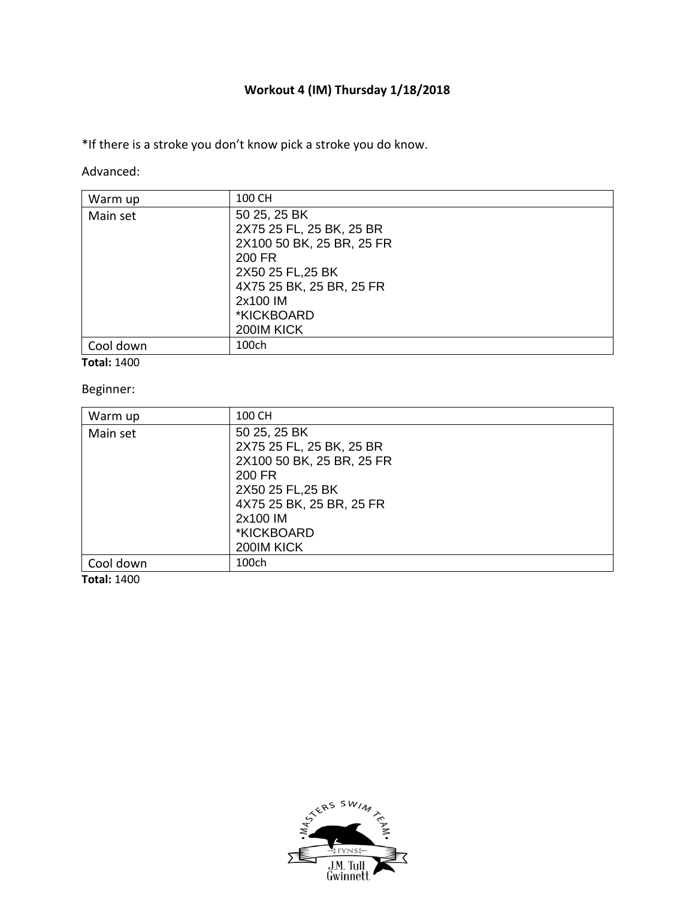**Workout 4 (IM) Thursday 1/18/2018**

*If there is a stroke you don't know pick a stroke you do know.

Advanced:

| | |
|---|---|
| Warm up | 100 CH |
| Main set | 50 25, 25 BK<br>2X75 25 FL, 25 BK, 25 BR<br>2X100 50 BK, 25 BR, 25 FR<br>200 FR<br>2X50 25 FL,25 BK<br>4X75 25 BK, 25 BR, 25 FR<br>2x100 IM<br>*KICKBOARD<br>200IM KICK |
| Cool down | 100ch |

**Total:** 1400

Beginner:

| | |
|---|---|
| Warm up | 100 CH |
| Main set | 50 25, 25 BK<br>2X75 25 FL, 25 BK, 25 BR<br>2X100 50 BK, 25 BR, 25 FR<br>200 FR<br>2X50 25 FL,25 BK<br>4X75 25 BK, 25 BR, 25 FR<br>2x100 IM<br>*KICKBOARD<br>200IM KICK |
| Cool down | 100ch |

**Total:** 1400

•MASTERS SWIM TEAM•
FYNS
J.M. Tull Gwinnett